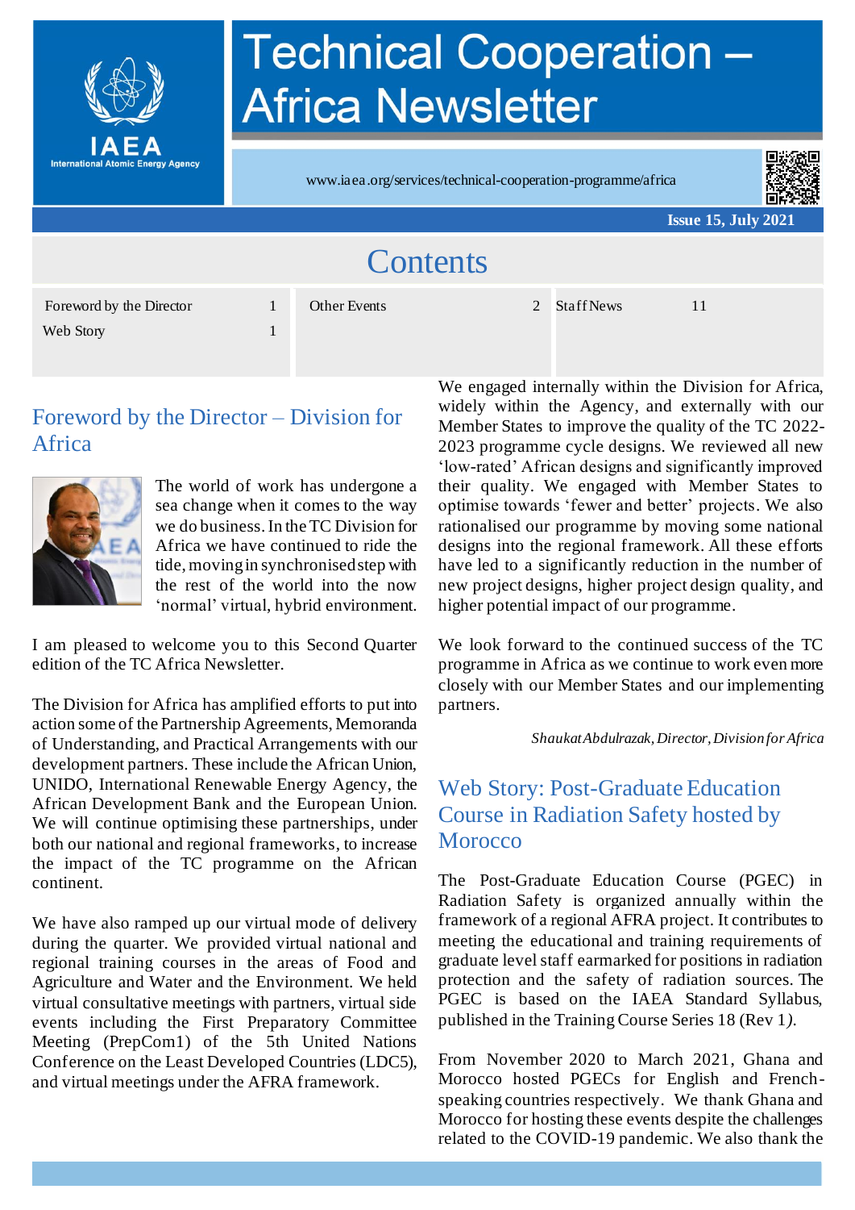# Technical Cooperation – Africa Newsletter

www.iaea.org/services/technical-cooperation-programme/africa

**Issue 15, July 2021**

## Contents

| | | | | | |
|---|---|---|---|---|---|
| Foreword by the Director | 1 | Other Events | 2 | Staff News | 11 |
| Web Story | 1 | | | | |

## Foreword by the Director – Division for Africa

The world of work has undergone a sea change when it comes to the way we do business. In the TC Division for Africa we have continued to ride the tide, moving in synchronised step with the rest of the world into the now 'normal' virtual, hybrid environment.

I am pleased to welcome you to this Second Quarter edition of the TC Africa Newsletter.

The Division for Africa has amplified efforts to put into action some of the Partnership Agreements, Memoranda of Understanding, and Practical Arrangements with our development partners. These include the African Union, UNIDO, International Renewable Energy Agency, the African Development Bank and the European Union. We will continue optimising these partnerships, under both our national and regional frameworks, to increase the impact of the TC programme on the African continent.

We have also ramped up our virtual mode of delivery during the quarter. We provided virtual national and regional training courses in the areas of Food and Agriculture and Water and the Environment. We held virtual consultative meetings with partners, virtual side events including the First Preparatory Committee Meeting (PrepCom1) of the 5th United Nations Conference on the Least Developed Countries (LDC5), and virtual meetings under the AFRA framework.

We engaged internally within the Division for Africa, widely within the Agency, and externally with our Member States to improve the quality of the TC 2022-2023 programme cycle designs. We reviewed all new 'low-rated' African designs and significantly improved their quality. We engaged with Member States to optimise towards 'fewer and better' projects. We also rationalised our programme by moving some national designs into the regional framework. All these efforts have led to a significantly reduction in the number of new project designs, higher project design quality, and higher potential impact of our programme.

We look forward to the continued success of the TC programme in Africa as we continue to work even more closely with our Member States and our implementing partners.

*Shaukat Abdulrazak, Director, Division for Africa*

## Web Story: Post-Graduate Education Course in Radiation Safety hosted by Morocco

The Post-Graduate Education Course (PGEC) in Radiation Safety is organized annually within the framework of a regional AFRA project. It contributes to meeting the educational and training requirements of graduate level staff earmarked for positions in radiation protection and the safety of radiation sources. The PGEC is based on the IAEA Standard Syllabus, published in the Training Course Series 18 (Rev 1).

From November 2020 to March 2021, Ghana and Morocco hosted PGECs for English and French-speaking countries respectively. We thank Ghana and Morocco for hosting these events despite the challenges related to the COVID-19 pandemic. We also thank the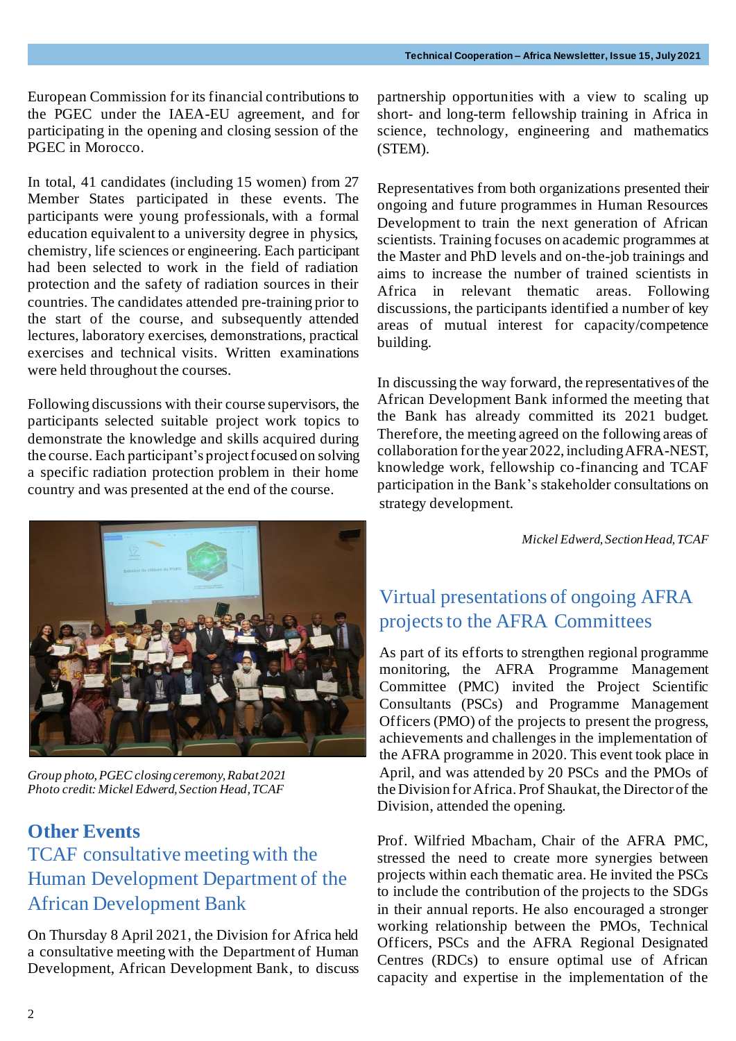European Commission for its financial contributions to the PGEC under the IAEA-EU agreement, and for participating in the opening and closing session of the PGEC in Morocco.

In total, 41 candidates (including 15 women) from 27 Member States participated in these events. The participants were young professionals, with a formal education equivalent to a university degree in physics, chemistry, life sciences or engineering. Each participant had been selected to work in the field of radiation protection and the safety of radiation sources in their countries. The candidates attended pre-training prior to the start of the course, and subsequently attended lectures, laboratory exercises, demonstrations, practical exercises and technical visits. Written examinations were held throughout the courses.

Following discussions with their course supervisors, the participants selected suitable project work topics to demonstrate the knowledge and skills acquired during the course. Each participant's project focused on solving a specific radiation protection problem in their home country and was presented at the end of the course.

*Group photo, PGEC closing ceremony, Rabat 2021*
*Photo credit: Mickel Edward, Section Head, TCAF*

# Other Events

## TCAF consultative meeting with the Human Development Department of the African Development Bank

On Thursday 8 April 2021, the Division for Africa held a consultative meeting with the Department of Human Development, African Development Bank, to discuss partnership opportunities with a view to scaling up short- and long-term fellowship training in Africa in science, technology, engineering and mathematics (STEM).

Representatives from both organizations presented their ongoing and future programmes in Human Resources Development to train the next generation of African scientists. Training focuses on academic programmes at the Master and PhD levels and on-the-job trainings and aims to increase the number of trained scientists in Africa in relevant thematic areas. Following discussions, the participants identified a number of key areas of mutual interest for capacity/competence building.

In discussing the way forward, the representatives of the African Development Bank informed the meeting that the Bank has already committed its 2021 budget. Therefore, the meeting agreed on the following areas of collaboration for the year 2022, including AFRA-NEST, knowledge work, fellowship co-financing and TCAF participation in the Bank's stakeholder consultations on strategy development.

*Mickel Edward, Section Head, TCAF*

## Virtual presentations of ongoing AFRA projects to the AFRA Committees

As part of its efforts to strengthen regional programme monitoring, the AFRA Programme Management Committee (PMC) invited the Project Scientific Consultants (PSCs) and Programme Management Officers (PMO) of the projects to present the progress, achievements and challenges in the implementation of the AFRA programme in 2020. This event took place in April, and was attended by 20 PSCs and the PMOs of the Division for Africa. Prof Shaukat, the Director of the Division, attended the opening.

Prof. Wilfried Mbacham, Chair of the AFRA PMC, stressed the need to create more synergies between projects within each thematic area. He invited the PSCs to include the contribution of the projects to the SDGs in their annual reports. He also encouraged a stronger working relationship between the PMOs, Technical Officers, PSCs and the AFRA Regional Designated Centres (RDCs) to ensure optimal use of African capacity and expertise in the implementation of the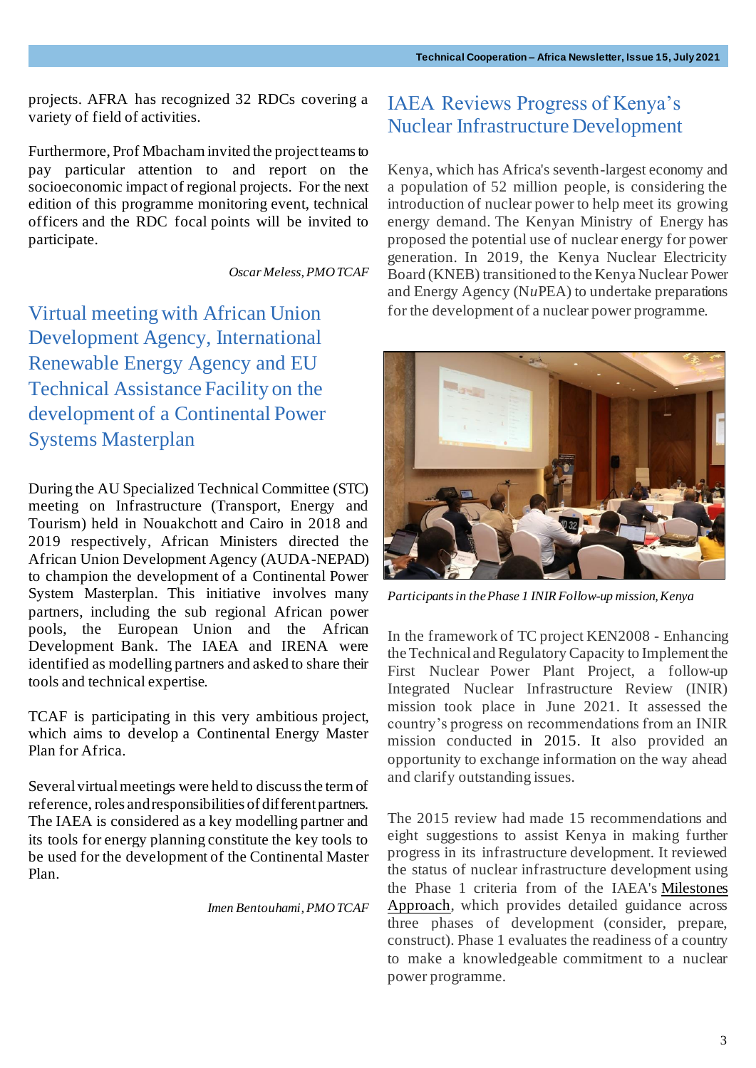projects. AFRA has recognized 32 RDCs covering a variety of field of activities.

Furthermore, Prof Mbacham invited the project teams to pay particular attention to and report on the socioeconomic impact of regional projects. For the next edition of this programme monitoring event, technical officers and the RDC focal points will be invited to participate.

*Oscar Meless, PMO TCAF*

## Virtual meeting with African Union Development Agency, International Renewable Energy Agency and EU Technical Assistance Facility on the development of a Continental Power Systems Masterplan

During the AU Specialized Technical Committee (STC) meeting on Infrastructure (Transport, Energy and Tourism) held in Nouakchott and Cairo in 2018 and 2019 respectively, African Ministers directed the African Union Development Agency (AUDA-NEPAD) to champion the development of a Continental Power System Masterplan. This initiative involves many partners, including the sub regional African power pools, the European Union and the African Development Bank. The IAEA and IRENA were identified as modelling partners and asked to share their tools and technical expertise.

TCAF is participating in this very ambitious project, which aims to develop a Continental Energy Master Plan for Africa.

Several virtual meetings were held to discuss the term of reference, roles and responsibilities of different partners. The IAEA is considered as a key modelling partner and its tools for energy planning constitute the key tools to be used for the development of the Continental Master Plan.

*Imen Bentouhami, PMO TCAF*

## IAEA Reviews Progress of Kenya's Nuclear Infrastructure Development

Kenya, which has Africa's seventh-largest economy and a population of 52 million people, is considering the introduction of nuclear power to help meet its growing energy demand. The Kenyan Ministry of Energy has proposed the potential use of nuclear energy for power generation. In 2019, the Kenya Nuclear Electricity Board (KNEB) transitioned to the Kenya Nuclear Power and Energy Agency (N*u*PEA) to undertake preparations for the development of a nuclear power programme.

*Participants in the Phase 1 INIR Follow-up mission, Kenya*

In the framework of TC project KEN2008 - Enhancing the Technical and Regulatory Capacity to Implement the First Nuclear Power Plant Project, a follow-up Integrated Nuclear Infrastructure Review (INIR) mission took place in June 2021. It assessed the country's progress on recommendations from an INIR mission conducted in 2015. It also provided an opportunity to exchange information on the way ahead and clarify outstanding issues.

The 2015 review had made 15 recommendations and eight suggestions to assist Kenya in making further progress in its infrastructure development. It reviewed the status of nuclear infrastructure development using the Phase 1 criteria from of the IAEA's Milestones Approach, which provides detailed guidance across three phases of development (consider, prepare, construct). Phase 1 evaluates the readiness of a country to make a knowledgeable commitment to a nuclear power programme.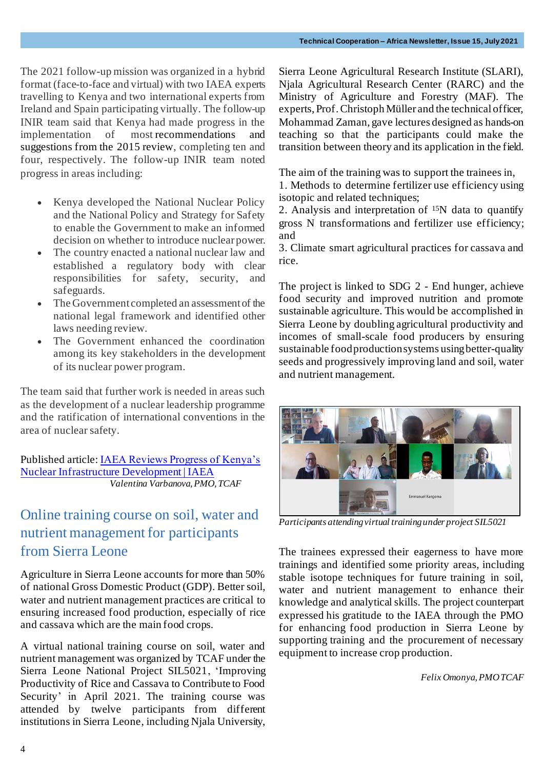The 2021 follow-up mission was organized in a hybrid format (face-to-face and virtual) with two IAEA experts travelling to Kenya and two international experts from Ireland and Spain participating virtually. The follow-up INIR team said that Kenya had made progress in the implementation of most recommendations and suggestions from the 2015 review, completing ten and four, respectively. The follow-up INIR team noted progress in areas including:

- Kenya developed the National Nuclear Policy and the National Policy and Strategy for Safety to enable the Government to make an informed decision on whether to introduce nuclear power.
- The country enacted a national nuclear law and established a regulatory body with clear responsibilities for safety, security, and safeguards.
- The Government completed an assessment of the national legal framework and identified other laws needing review.
- The Government enhanced the coordination among its key stakeholders in the development of its nuclear power program.

The team said that further work is needed in areas such as the development of a nuclear leadership programme and the ratification of international conventions in the area of nuclear safety.

Published article: [IAEA Reviews Progress of Kenya's Nuclear Infrastructure Development | IAEA]

*Valentina Varbanova, PMO, TCAF*

## Online training course on soil, water and nutrient management for participants from Sierra Leone

Agriculture in Sierra Leone accounts for more than 50% of national Gross Domestic Product (GDP). Better soil, water and nutrient management practices are critical to ensuring increased food production, especially of rice and cassava which are the main food crops.

A virtual national training course on soil, water and nutrient management was organized by TCAF under the Sierra Leone National Project SIL5021, 'Improving Productivity of Rice and Cassava to Contribute to Food Security' in April 2021. The training course was attended by twelve participants from different institutions in Sierra Leone, including Njala University, Sierra Leone Agricultural Research Institute (SLARI), Njala Agricultural Research Center (RARC) and the Ministry of Agriculture and Forestry (MAF). The experts, Prof. Christoph Müller and the technical officer, Mohammad Zaman, gave lectures designed as hands-on teaching so that the participants could make the transition between theory and its application in the field.

The aim of the training was to support the trainees in,
1. Methods to determine fertilizer use efficiency using isotopic and related techniques;
2. Analysis and interpretation of $^{15}N$ data to quantify gross N transformations and fertilizer use efficiency; and
3. Climate smart agricultural practices for cassava and rice.

The project is linked to SDG 2 - End hunger, achieve food security and improved nutrition and promote sustainable agriculture. This would be accomplished in Sierra Leone by doubling agricultural productivity and incomes of small-scale food producers by ensuring sustainable food production systems using better-quality seeds and progressively improving land and soil, water and nutrient management.

*Participants attending virtual training under project SIL5021*

The trainees expressed their eagerness to have more trainings and identified some priority areas, including stable isotope techniques for future training in soil, water and nutrient management to enhance their knowledge and analytical skills. The project counterpart expressed his gratitude to the IAEA through the PMO for enhancing food production in Sierra Leone by supporting training and the procurement of necessary equipment to increase crop production.

*Felix Omonya, PMO TCAF*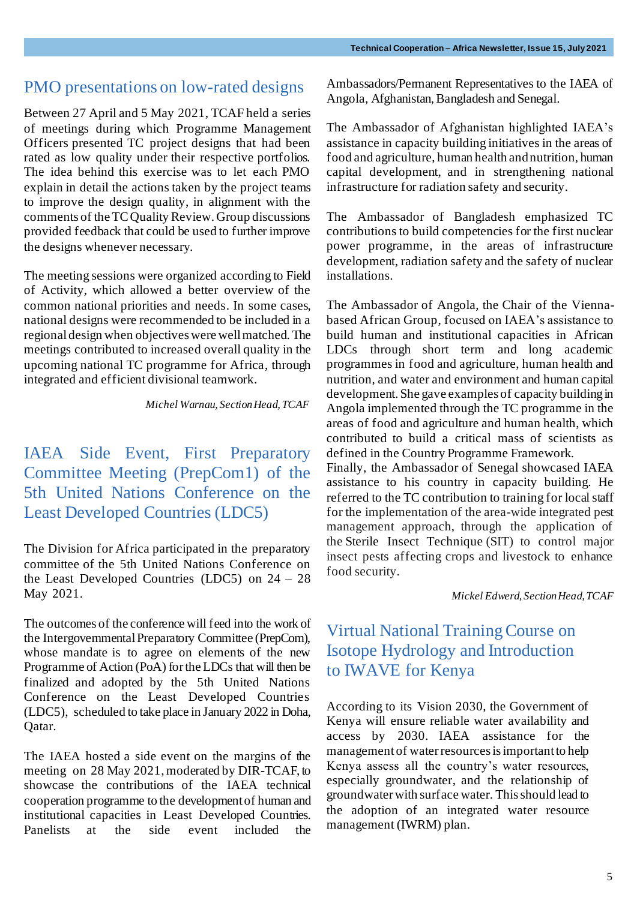## PMO presentations on low-rated designs

Between 27 April and 5 May 2021, TCAF held a series of meetings during which Programme Management Officers presented TC project designs that had been rated as low quality under their respective portfolios. The idea behind this exercise was to let each PMO explain in detail the actions taken by the project teams to improve the design quality, in alignment with the comments of the TC Quality Review. Group discussions provided feedback that could be used to further improve the designs whenever necessary.

The meeting sessions were organized according to Field of Activity, which allowed a better overview of the common national priorities and needs. In some cases, national designs were recommended to be included in a regional design when objectives were well matched. The meetings contributed to increased overall quality in the upcoming national TC programme for Africa, through integrated and efficient divisional teamwork.

*Michel Warnau, Section Head, TCAF*

## IAEA Side Event, First Preparatory Committee Meeting (PrepCom1) of the 5th United Nations Conference on the Least Developed Countries (LDC5)

The Division for Africa participated in the preparatory committee of the 5th United Nations Conference on the Least Developed Countries (LDC5) on 24 – 28 May 2021.

The outcomes of the conference will feed into the work of the Intergovernmental Preparatory Committee (PrepCom), whose mandate is to agree on elements of the new Programme of Action (PoA) for the LDCs that will then be finalized and adopted by the 5th United Nations Conference on the Least Developed Countries (LDC5), scheduled to take place in January 2022 in Doha, Qatar.

The IAEA hosted a side event on the margins of the meeting on 28 May 2021, moderated by DIR-TCAF, to showcase the contributions of the IAEA technical cooperation programme to the development of human and institutional capacities in Least Developed Countries. Panelists at the side event included the Ambassadors/Permanent Representatives to the IAEA of Angola, Afghanistan, Bangladesh and Senegal.

The Ambassador of Afghanistan highlighted IAEA's assistance in capacity building initiatives in the areas of food and agriculture, human health and nutrition, human capital development, and in strengthening national infrastructure for radiation safety and security.

The Ambassador of Bangladesh emphasized TC contributions to build competencies for the first nuclear power programme, in the areas of infrastructure development, radiation safety and the safety of nuclear installations.

The Ambassador of Angola, the Chair of the Vienna-based African Group, focused on IAEA's assistance to build human and institutional capacities in African LDCs through short term and long academic programmes in food and agriculture, human health and nutrition, and water and environment and human capital development. She gave examples of capacity building in Angola implemented through the TC programme in the areas of food and agriculture and human health, which contributed to build a critical mass of scientists as defined in the Country Programme Framework.
Finally, the Ambassador of Senegal showcased IAEA assistance to his country in capacity building. He referred to the TC contribution to training for local staff for the implementation of the area-wide integrated pest management approach, through the application of the Sterile Insect Technique (SIT) to control major insect pests affecting crops and livestock to enhance food security.

*Mickel Edwerd, Section Head, TCAF*

## Virtual National Training Course on Isotope Hydrology and Introduction to IWAVE for Kenya

According to its Vision 2030, the Government of Kenya will ensure reliable water availability and access by 2030. IAEA assistance for the management of water resources is important to help Kenya assess all the country's water resources, especially groundwater, and the relationship of groundwater with surface water. This should lead to the adoption of an integrated water resource management (IWRM) plan.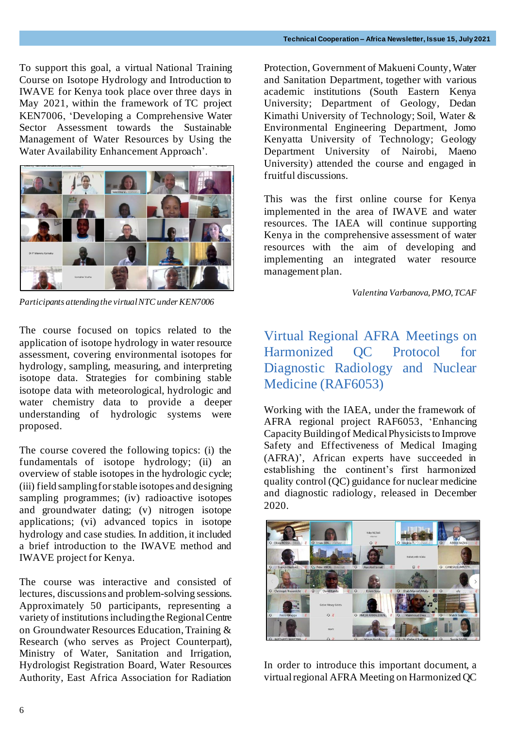To support this goal, a virtual National Training Course on Isotope Hydrology and Introduction to IWAVE for Kenya took place over three days in May 2021, within the framework of TC project KEN7006, 'Developing a Comprehensive Water Sector Assessment towards the Sustainable Management of Water Resources by Using the Water Availability Enhancement Approach'.

*Participants attending the virtual NTC under KEN7006*

The course focused on topics related to the application of isotope hydrology in water resource assessment, covering environmental isotopes for hydrology, sampling, measuring, and interpreting isotope data. Strategies for combining stable isotope data with meteorological, hydrologic and water chemistry data to provide a deeper understanding of hydrologic systems were proposed.

The course covered the following topics: (i) the fundamentals of isotope hydrology; (ii) an overview of stable isotopes in the hydrologic cycle; (iii) field sampling for stable isotopes and designing sampling programmes; (iv) radioactive isotopes and groundwater dating; (v) nitrogen isotope applications; (vi) advanced topics in isotope hydrology and case studies. In addition, it included a brief introduction to the IWAVE method and IWAVE project for Kenya.

The course was interactive and consisted of lectures, discussions and problem-solving sessions. Approximately 50 participants, representing a variety of institutions including the Regional Centre on Groundwater Resources Education, Training & Research (who serves as Project Counterpart), Ministry of Water, Sanitation and Irrigation, Hydrologist Registration Board, Water Resources Authority, East Africa Association for Radiation Protection, Government of Makueni County, Water and Sanitation Department, together with various academic institutions (South Eastern Kenya University; Department of Geology, Dedan Kimathi University of Technology; Soil, Water & Environmental Engineering Department, Jomo Kenyatta University of Technology; Geology Department University of Nairobi, Maeno University) attended the course and engaged in fruitful discussions.

This was the first online course for Kenya implemented in the area of IWAVE and water resources. The IAEA will continue supporting Kenya in the comprehensive assessment of water resources with the aim of developing and implementing an integrated water resource management plan.

*Valentina Varbanova, PMO, TCAF*

## Virtual Regional AFRA Meetings on Harmonized QC Protocol for Diagnostic Radiology and Nuclear Medicine (RAF6053)

Working with the IAEA, under the framework of AFRA regional project RAF6053, 'Enhancing Capacity Building of Medical Physicists to Improve Safety and Effectiveness of Medical Imaging (AFRA)', African experts have succeeded in establishing the continent's first harmonized quality control (QC) guidance for nuclear medicine and diagnostic radiology, released in December 2020.

In order to introduce this important document, a virtual regional AFRA Meeting on Harmonized QC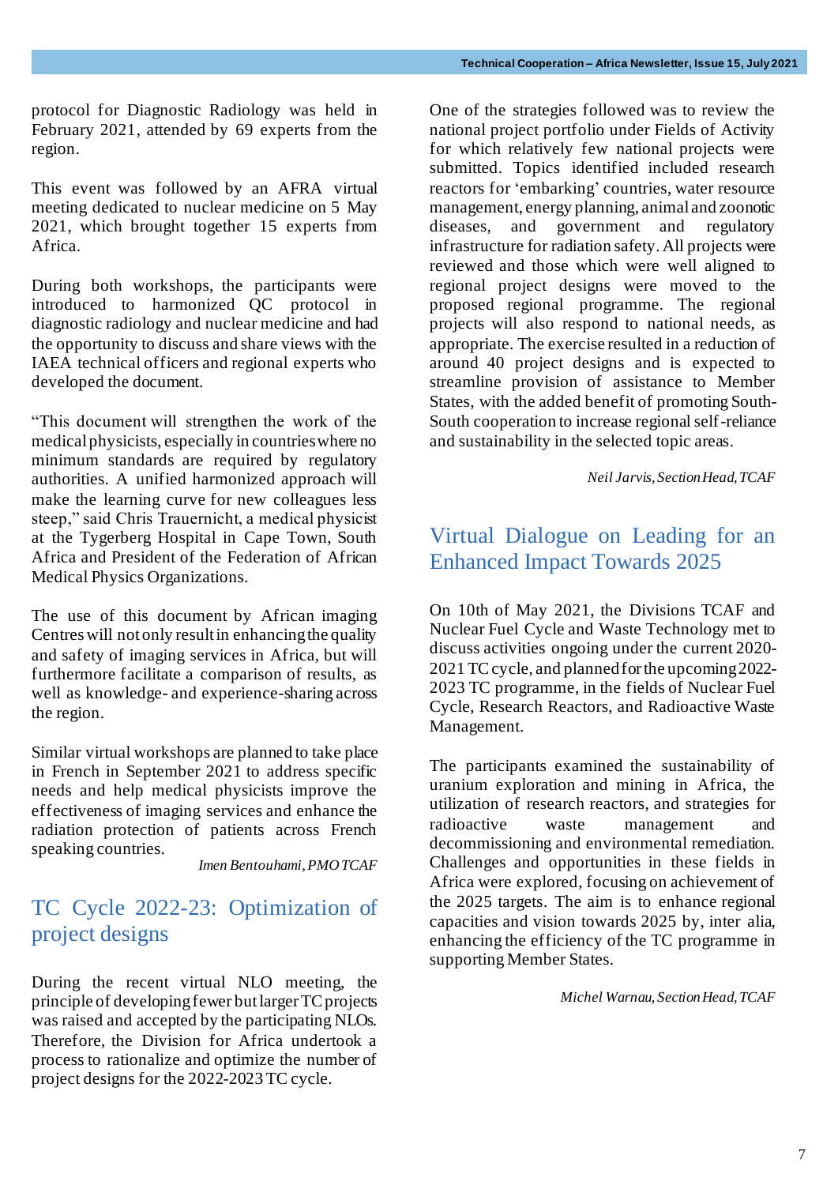protocol for Diagnostic Radiology was held in February 2021, attended by 69 experts from the region.

This event was followed by an AFRA virtual meeting dedicated to nuclear medicine on 5 May 2021, which brought together 15 experts from Africa.

During both workshops, the participants were introduced to harmonized QC protocol in diagnostic radiology and nuclear medicine and had the opportunity to discuss and share views with the IAEA technical officers and regional experts who developed the document.

"This document will strengthen the work of the medical physicists, especially in countries where no minimum standards are required by regulatory authorities. A unified harmonized approach will make the learning curve for new colleagues less steep," said Chris Trauernicht, a medical physicist at the Tygerberg Hospital in Cape Town, South Africa and President of the Federation of African Medical Physics Organizations.

The use of this document by African imaging Centres will not only result in enhancing the quality and safety of imaging services in Africa, but will furthermore facilitate a comparison of results, as well as knowledge- and experience-sharing across the region.

Similar virtual workshops are planned to take place in French in September 2021 to address specific needs and help medical physicists improve the effectiveness of imaging services and enhance the radiation protection of patients across French speaking countries.

*Imen Bentouhami, PMO TCAF*

## TC Cycle 2022-23: Optimization of project designs

During the recent virtual NLO meeting, the principle of developing fewer but larger TC projects was raised and accepted by the participating NLOs. Therefore, the Division for Africa undertook a process to rationalize and optimize the number of project designs for the 2022-2023 TC cycle.

One of the strategies followed was to review the national project portfolio under Fields of Activity for which relatively few national projects were submitted. Topics identified included research reactors for 'embarking' countries, water resource management, energy planning, animal and zoonotic diseases, and government and regulatory infrastructure for radiation safety. All projects were reviewed and those which were well aligned to regional project designs were moved to the proposed regional programme. The regional projects will also respond to national needs, as appropriate. The exercise resulted in a reduction of around 40 project designs and is expected to streamline provision of assistance to Member States, with the added benefit of promoting South-South cooperation to increase regional self-reliance and sustainability in the selected topic areas.

*Neil Jarvis, Section Head, TCAF*

## Virtual Dialogue on Leading for an Enhanced Impact Towards 2025

On 10th of May 2021, the Divisions TCAF and Nuclear Fuel Cycle and Waste Technology met to discuss activities ongoing under the current 2020-2021 TC cycle, and planned for the upcoming 2022-2023 TC programme, in the fields of Nuclear Fuel Cycle, Research Reactors, and Radioactive Waste Management.

The participants examined the sustainability of uranium exploration and mining in Africa, the utilization of research reactors, and strategies for radioactive waste management and decommissioning and environmental remediation. Challenges and opportunities in these fields in Africa were explored, focusing on achievement of the 2025 targets. The aim is to enhance regional capacities and vision towards 2025 by, inter alia, enhancing the efficiency of the TC programme in supporting Member States.

*Michel Warnau, Section Head, TCAF*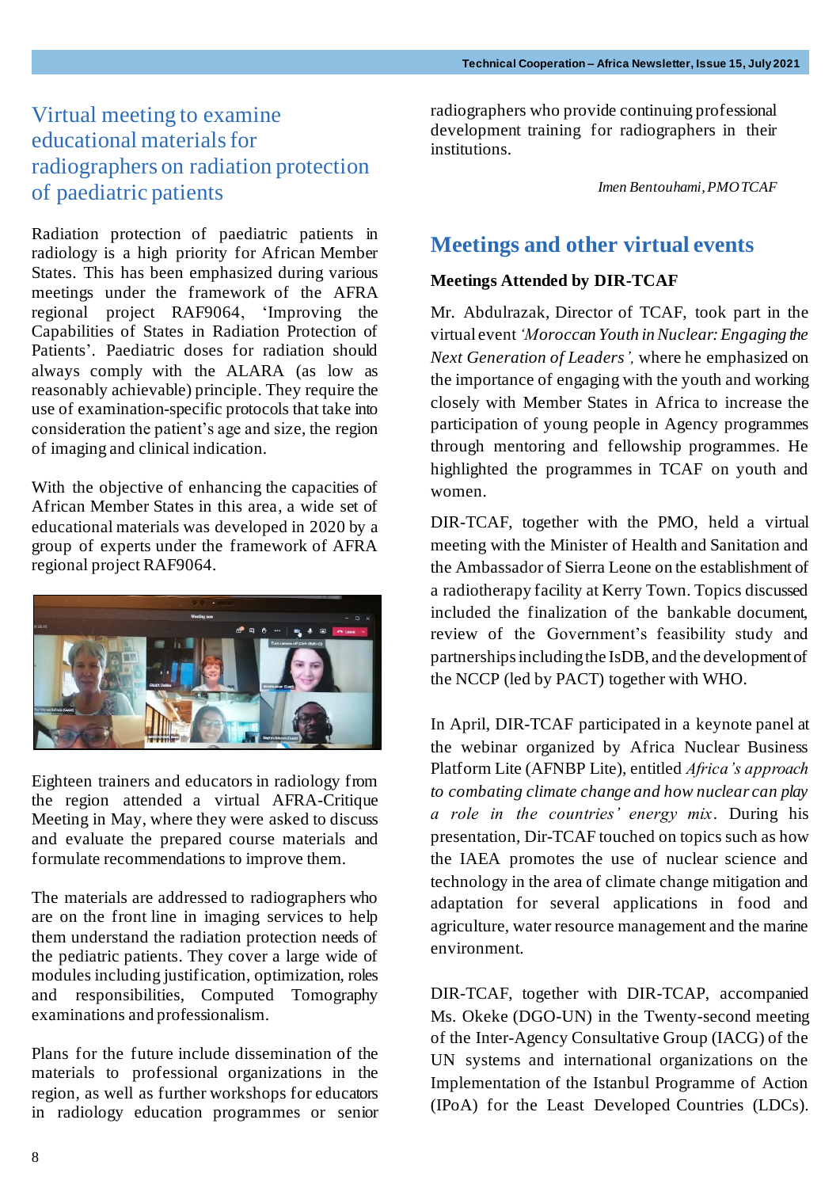## Virtual meeting to examine educational materials for radiographers on radiation protection of paediatric patients

Radiation protection of paediatric patients in radiology is a high priority for African Member States. This has been emphasized during various meetings under the framework of the AFRA regional project RAF9064, 'Improving the Capabilities of States in Radiation Protection of Patients'. Paediatric doses for radiation should always comply with the ALARA (as low as reasonably achievable) principle. They require the use of examination-specific protocols that take into consideration the patient's age and size, the region of imaging and clinical indication.

With the objective of enhancing the capacities of African Member States in this area, a wide set of educational materials was developed in 2020 by a group of experts under the framework of AFRA regional project RAF9064.

Eighteen trainers and educators in radiology from the region attended a virtual AFRA-Critique Meeting in May, where they were asked to discuss and evaluate the prepared course materials and formulate recommendations to improve them.

The materials are addressed to radiographers who are on the front line in imaging services to help them understand the radiation protection needs of the pediatric patients. They cover a large wide of modules including justification, optimization, roles and responsibilities, Computed Tomography examinations and professionalism.

Plans for the future include dissemination of the materials to professional organizations in the region, as well as further workshops for educators in radiology education programmes or senior radiographers who provide continuing professional development training for radiographers in their institutions.

*Imen Bentouhami, PMO TCAF*

## Meetings and other virtual events

### Meetings Attended by DIR-TCAF

Mr. Abdulrazak, Director of TCAF, took part in the virtual event *'Moroccan Youth in Nuclear: Engaging the Next Generation of Leaders'*, where he emphasized on the importance of engaging with the youth and working closely with Member States in Africa to increase the participation of young people in Agency programmes through mentoring and fellowship programmes. He highlighted the programmes in TCAF on youth and women.

DIR-TCAF, together with the PMO, held a virtual meeting with the Minister of Health and Sanitation and the Ambassador of Sierra Leone on the establishment of a radiotherapy facility at Kerry Town. Topics discussed included the finalization of the bankable document, review of the Government's feasibility study and partnerships including the IsDB, and the development of the NCCP (led by PACT) together with WHO.

In April, DIR-TCAF participated in a keynote panel at the webinar organized by Africa Nuclear Business Platform Lite (AFNBP Lite), entitled *Africa's approach to combating climate change and how nuclear can play a role in the countries' energy mix*. During his presentation, Dir-TCAF touched on topics such as how the IAEA promotes the use of nuclear science and technology in the area of climate change mitigation and adaptation for several applications in food and agriculture, water resource management and the marine environment.

DIR-TCAF, together with DIR-TCAP, accompanied Ms. Okeke (DGO-UN) in the Twenty-second meeting of the Inter-Agency Consultative Group (IACG) of the UN systems and international organizations on the Implementation of the Istanbul Programme of Action (IPoA) for the Least Developed Countries (LDCs).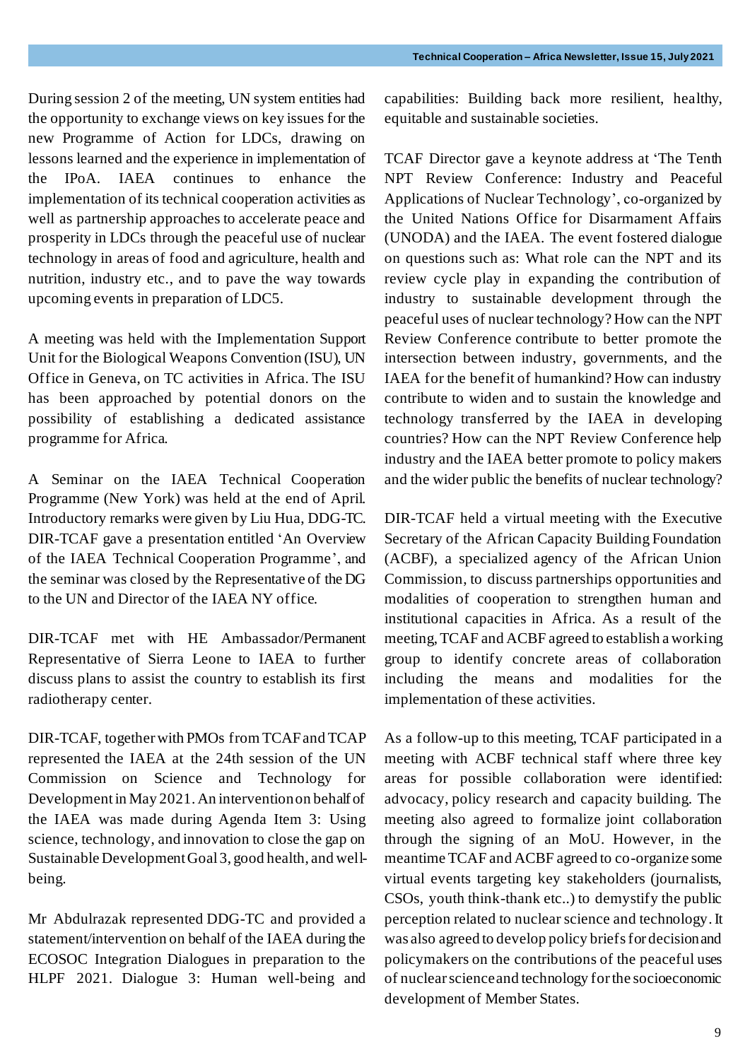During session 2 of the meeting, UN system entities had the opportunity to exchange views on key issues for the new Programme of Action for LDCs, drawing on lessons learned and the experience in implementation of the IPoA. IAEA continues to enhance the implementation of its technical cooperation activities as well as partnership approaches to accelerate peace and prosperity in LDCs through the peaceful use of nuclear technology in areas of food and agriculture, health and nutrition, industry etc., and to pave the way towards upcoming events in preparation of LDC5.

A meeting was held with the Implementation Support Unit for the Biological Weapons Convention (ISU), UN Office in Geneva, on TC activities in Africa. The ISU has been approached by potential donors on the possibility of establishing a dedicated assistance programme for Africa.

A Seminar on the IAEA Technical Cooperation Programme (New York) was held at the end of April. Introductory remarks were given by Liu Hua, DDG-TC. DIR-TCAF gave a presentation entitled 'An Overview of the IAEA Technical Cooperation Programme', and the seminar was closed by the Representative of the DG to the UN and Director of the IAEA NY office.

DIR-TCAF met with HE Ambassador/Permanent Representative of Sierra Leone to IAEA to further discuss plans to assist the country to establish its first radiotherapy center.

DIR-TCAF, together with PMOs from TCAF and TCAP represented the IAEA at the 24th session of the UN Commission on Science and Technology for Development in May 2021. An intervention on behalf of the IAEA was made during Agenda Item 3: Using science, technology, and innovation to close the gap on Sustainable Development Goal 3, good health, and well-being.

Mr Abdulrazak represented DDG-TC and provided a statement/intervention on behalf of the IAEA during the ECOSOC Integration Dialogues in preparation to the HLPF 2021. Dialogue 3: Human well-being and capabilities: Building back more resilient, healthy, equitable and sustainable societies.

TCAF Director gave a keynote address at 'The Tenth NPT Review Conference: Industry and Peaceful Applications of Nuclear Technology', co-organized by the United Nations Office for Disarmament Affairs (UNODA) and the IAEA. The event fostered dialogue on questions such as: What role can the NPT and its review cycle play in expanding the contribution of industry to sustainable development through the peaceful uses of nuclear technology? How can the NPT Review Conference contribute to better promote the intersection between industry, governments, and the IAEA for the benefit of humankind? How can industry contribute to widen and to sustain the knowledge and technology transferred by the IAEA in developing countries? How can the NPT Review Conference help industry and the IAEA better promote to policy makers and the wider public the benefits of nuclear technology?

DIR-TCAF held a virtual meeting with the Executive Secretary of the African Capacity Building Foundation (ACBF), a specialized agency of the African Union Commission, to discuss partnerships opportunities and modalities of cooperation to strengthen human and institutional capacities in Africa. As a result of the meeting, TCAF and ACBF agreed to establish a working group to identify concrete areas of collaboration including the means and modalities for the implementation of these activities.

As a follow-up to this meeting, TCAF participated in a meeting with ACBF technical staff where three key areas for possible collaboration were identified: advocacy, policy research and capacity building. The meeting also agreed to formalize joint collaboration through the signing of an MoU. However, in the meantime TCAF and ACBF agreed to co-organize some virtual events targeting key stakeholders (journalists, CSOs, youth think-thank etc..) to demystify the public perception related to nuclear science and technology. It was also agreed to develop policy briefs for decision and policymakers on the contributions of the peaceful uses of nuclear science and technology for the socioeconomic development of Member States.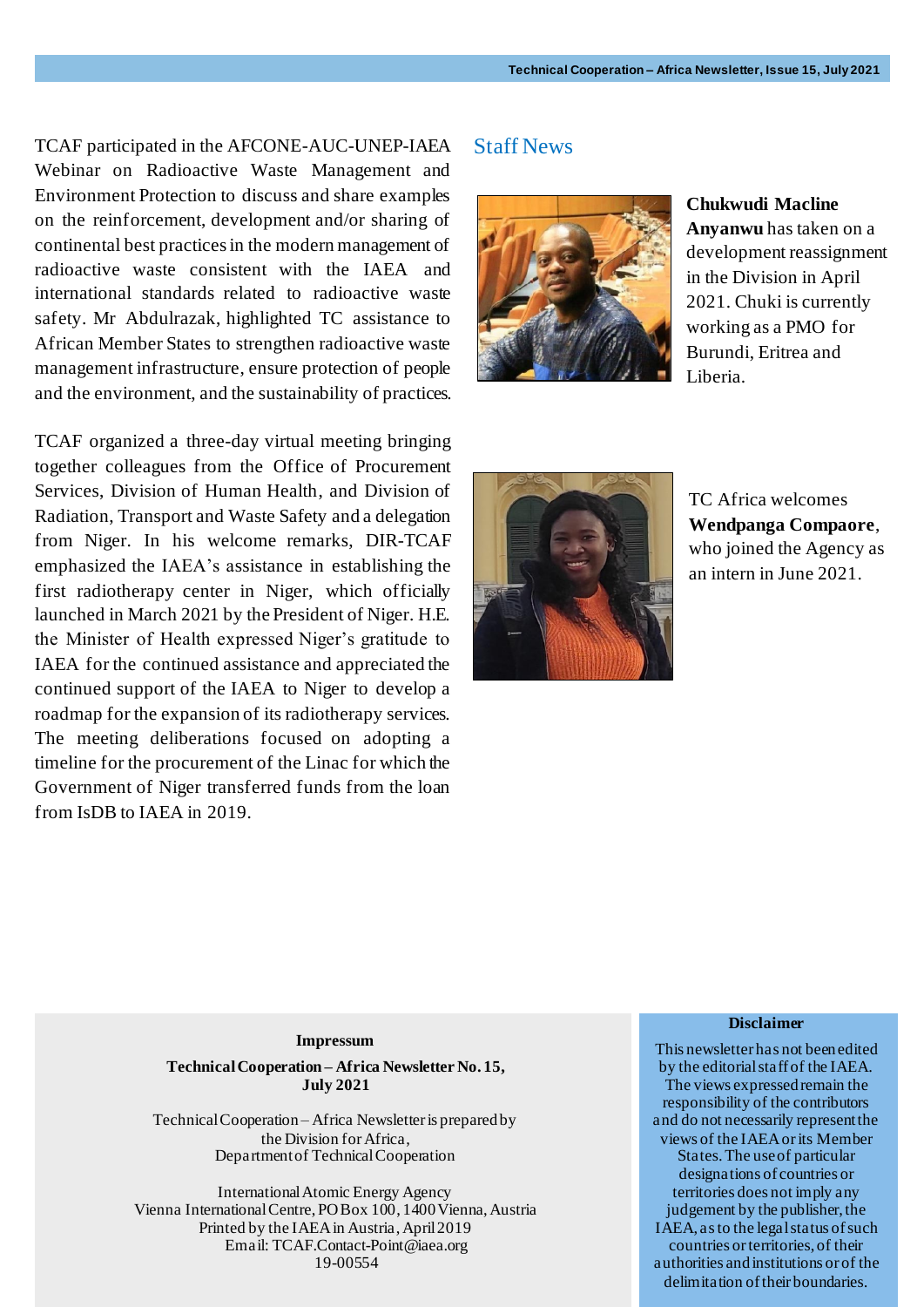TCAF participated in the AFCONE-AUC-UNEP-IAEA Webinar on Radioactive Waste Management and Environment Protection to discuss and share examples on the reinforcement, development and/or sharing of continental best practices in the modern management of radioactive waste consistent with the IAEA and international standards related to radioactive waste safety. Mr Abdulrazak, highlighted TC assistance to African Member States to strengthen radioactive waste management infrastructure, ensure protection of people and the environment, and the sustainability of practices.

TCAF organized a three-day virtual meeting bringing together colleagues from the Office of Procurement Services, Division of Human Health, and Division of Radiation, Transport and Waste Safety and a delegation from Niger. In his welcome remarks, DIR-TCAF emphasized the IAEA's assistance in establishing the first radiotherapy center in Niger, which officially launched in March 2021 by the President of Niger. H.E. the Minister of Health expressed Niger's gratitude to IAEA for the continued assistance and appreciated the continued support of the IAEA to Niger to develop a roadmap for the expansion of its radiotherapy services. The meeting deliberations focused on adopting a timeline for the procurement of the Linac for which the Government of Niger transferred funds from the loan from IsDB to IAEA in 2019.

## Staff News

**Chukwudi Macline Anyanwu** has taken on a development reassignment in the Division in April 2021. Chuki is currently working as a PMO for Burundi, Eritrea and Liberia.

TC Africa welcomes **Wendpanga Compaore**, who joined the Agency as an intern in June 2021.

**Impressum**

**Technical Cooperation – Africa Newsletter No. 15, July 2021**

Technical Cooperation – Africa Newsletter is prepared by the Division for Africa, Department of Technical Cooperation

International Atomic Energy Agency
Vienna International Centre, PO Box 100, 1400 Vienna, Austria
Printed by the IAEA in Austria, April 2019
Email: TCAF.Contact-Point@iaea.org
19-00554

**Disclaimer**

This newsletter has not been edited by the editorial staff of the IAEA. The views expressed remain the responsibility of the contributors and do not necessarily represent the views of the IAEA or its Member States. The use of particular designations of countries or territories does not imply any judgement by the publisher, the IAEA, as to the legal status of such countries or territories, of their authorities and institutions or of the delimitation of their boundaries.